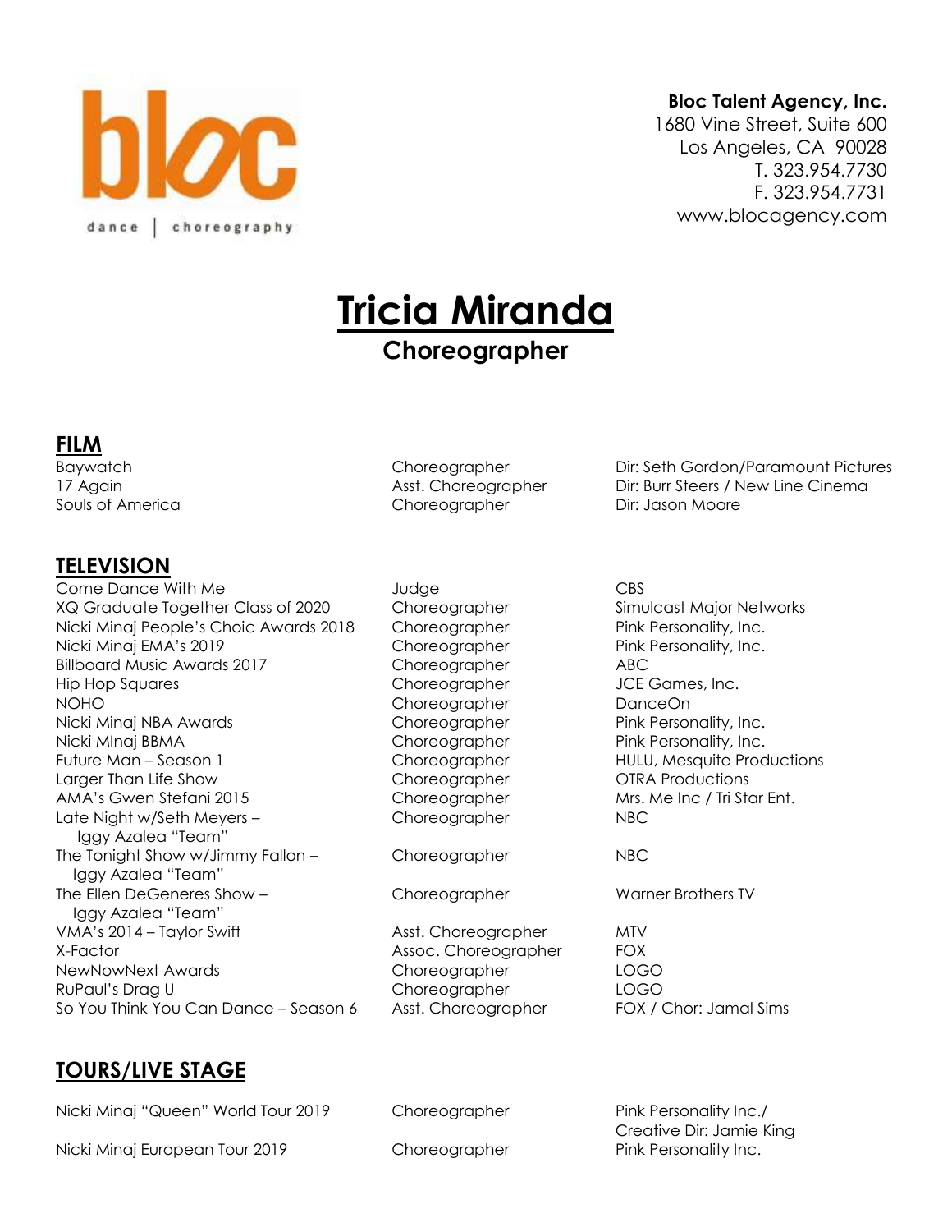**Bloc Talent Agency, Inc.**
1680 Vine Street, Suite 600
Los Angeles, CA 90028
T. 323.954.7730
F. 323.954.7731
www.blocagency.com

# Tricia Miranda

## Choreographer

## FILM

| | | |
|---|---|---|
| Baywatch | Choreographer | Dir: Seth Gordon/Paramount Pictures |
| 17 Again | Asst. Choreographer | Dir: Burr Steers / New Line Cinema |
| Souls of America | Choreographer | Dir: Jason Moore |

## TELEVISION

| | | |
|---|---|---|
| Come Dance With Me | Judge | CBS |
| XQ Graduate Together Class of 2020 | Choreographer | Simulcast Major Networks |
| Nicki Minaj People's Choic Awards 2018 | Choreographer | Pink Personality, Inc. |
| Nicki Minaj EMA's 2019 | Choreographer | Pink Personality, Inc. |
| Billboard Music Awards 2017 | Choreographer | ABC |
| Hip Hop Squares | Choreographer | JCE Games, Inc. |
| NOHO | Choreographer | DanceOn |
| Nicki Minaj NBA Awards | Choreographer | Pink Personality, Inc. |
| Nicki MInaj BBMA | Choreographer | Pink Personality, Inc. |
| Future Man – Season 1 | Choreographer | HULU, Mesquite Productions |
| Larger Than Life Show | Choreographer | OTRA Productions |
| AMA's Gwen Stefani 2015 | Choreographer | Mrs. Me Inc / Tri Star Ent. |
| Late Night w/Seth Meyers – Iggy Azalea "Team" | Choreographer | NBC |
| The Tonight Show w/Jimmy Fallon – Iggy Azalea "Team" | Choreographer | NBC |
| The Ellen DeGeneres Show – Iggy Azalea "Team" | Choreographer | Warner Brothers TV |
| VMA's 2014 – Taylor Swift | Asst. Choreographer | MTV |
| X-Factor | Assoc. Choreographer | FOX |
| NewNowNext Awards | Choreographer | LOGO |
| RuPaul's Drag U | Choreographer | LOGO |
| So You Think You Can Dance – Season 6 | Asst. Choreographer | FOX / Chor: Jamal Sims |

## TOURS/LIVE STAGE

| | | |
|---|---|---|
| Nicki Minaj "Queen" World Tour 2019 | Choreographer | Pink Personality Inc./ Creative Dir: Jamie King |
| Nicki Minaj European Tour 2019 | Choreographer | Pink Personality Inc. |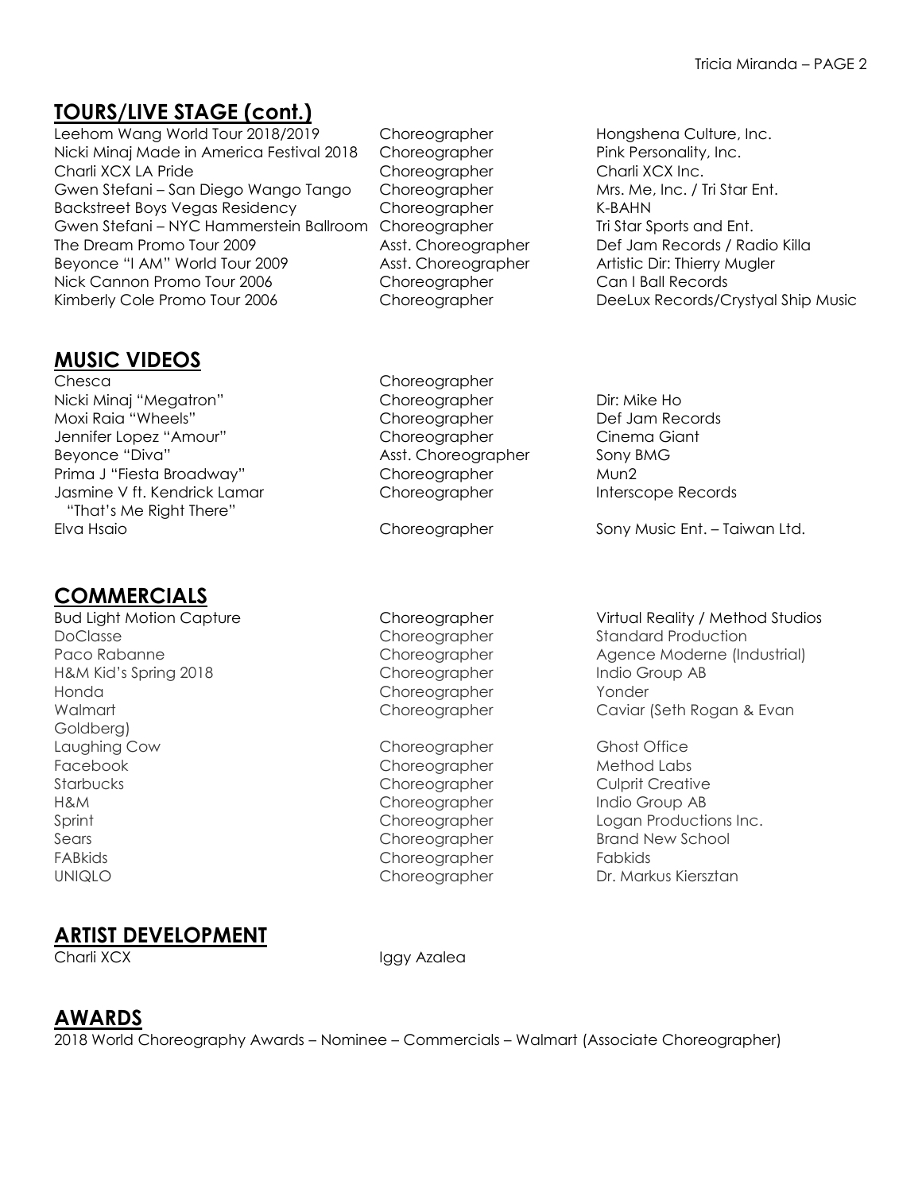## TOURS/LIVE STAGE (cont.)

| | | |
|---|---|---|
| Leehom Wang World Tour 2018/2019 | Choreographer | Hongshena Culture, Inc. |
| Nicki Minaj Made in America Festival 2018 | Choreographer | Pink Personality, Inc. |
| Charli XCX LA Pride | Choreographer | Charli XCX Inc. |
| Gwen Stefani – San Diego Wango Tango | Choreographer | Mrs. Me, Inc. / Tri Star Ent. |
| Backstreet Boys Vegas Residency | Choreographer | K-BAHN |
| Gwen Stefani – NYC Hammerstein Ballroom | Choreographer | Tri Star Sports and Ent. |
| The Dream Promo Tour 2009 | Asst. Choreographer | Def Jam Records / Radio Killa |
| Beyonce "I AM" World Tour 2009 | Asst. Choreographer | Artistic Dir: Thierry Mugler |
| Nick Cannon Promo Tour 2006 | Choreographer | Can I Ball Records |
| Kimberly Cole Promo Tour 2006 | Choreographer | DeeLux Records/Crystyal Ship Music |

## MUSIC VIDEOS

| | | |
|---|---|---|
| Chesca | Choreographer | |
| Nicki Minaj "Megatron" | Choreographer | Dir: Mike Ho |
| Moxi Raia "Wheels" | Choreographer | Def Jam Records |
| Jennifer Lopez "Amour" | Choreographer | Cinema Giant |
| Beyonce "Diva" | Asst. Choreographer | Sony BMG |
| Prima J "Fiesta Broadway" | Choreographer | Mun2 |
| Jasmine V ft. Kendrick Lamar "That's Me Right There" | Choreographer | Interscope Records |
| Elva Hsaio | Choreographer | Sony Music Ent. – Taiwan Ltd. |

## COMMERCIALS

| | | |
|---|---|---|
| Bud Light Motion Capture | Choreographer | Virtual Reality / Method Studios |
| DoClasse | Choreographer | Standard Production |
| Paco Rabanne | Choreographer | Agence Moderne (Industrial) |
| H&M Kid's Spring 2018 | Choreographer | Indio Group AB |
| Honda | Choreographer | Yonder |
| Walmart | Choreographer | Caviar (Seth Rogan & Evan Goldberg) |
| Laughing Cow | Choreographer | Ghost Office |
| Facebook | Choreographer | Method Labs |
| Starbucks | Choreographer | Culprit Creative |
| H&M | Choreographer | Indio Group AB |
| Sprint | Choreographer | Logan Productions Inc. |
| Sears | Choreographer | Brand New School |
| FABkids | Choreographer | Fabkids |
| UNIQLO | Choreographer | Dr. Markus Kiersztan |

## ARTIST DEVELOPMENT

Charli XCX — Iggy Azalea

## AWARDS

2018 World Choreography Awards – Nominee – Commercials – Walmart (Associate Choreographer)